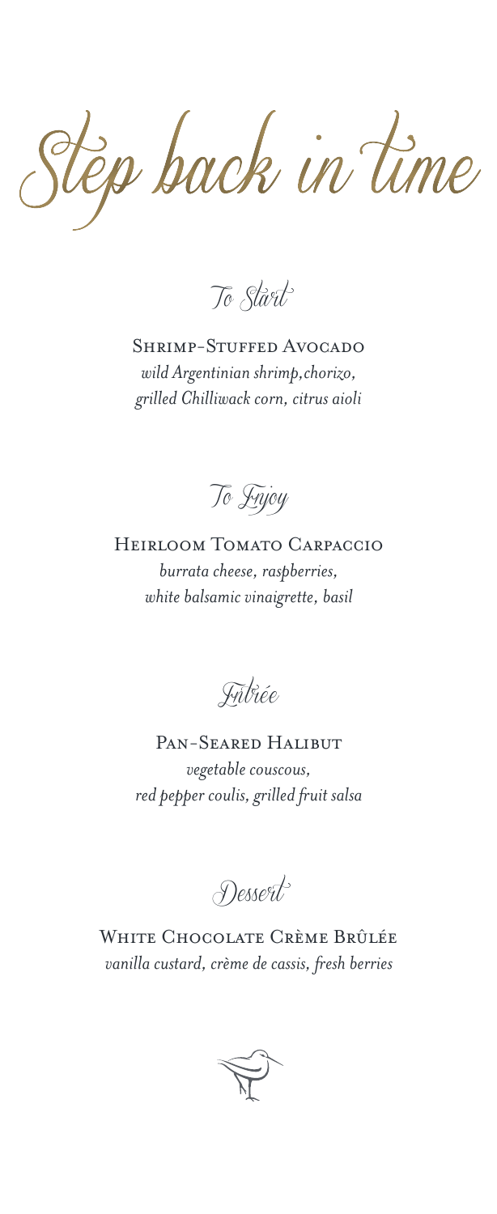# Step back in time

## To Start

**Shrimp-Stuffed Avocado**
*wild Argentinian shrimp,chorizo, grilled Chilliwack corn, citrus aioli*

## To Enjoy

**Heirloom Tomato Carpaccio**
*burrata cheese, raspberries, white balsamic vinaigrette, basil*

## Entrée

**Pan-Seared Halibut**
*vegetable couscous, red pepper coulis, grilled fruit salsa*

## Dessert

**White Chocolate Crème Brûlée**
*vanilla custard, crème de cassis, fresh berries*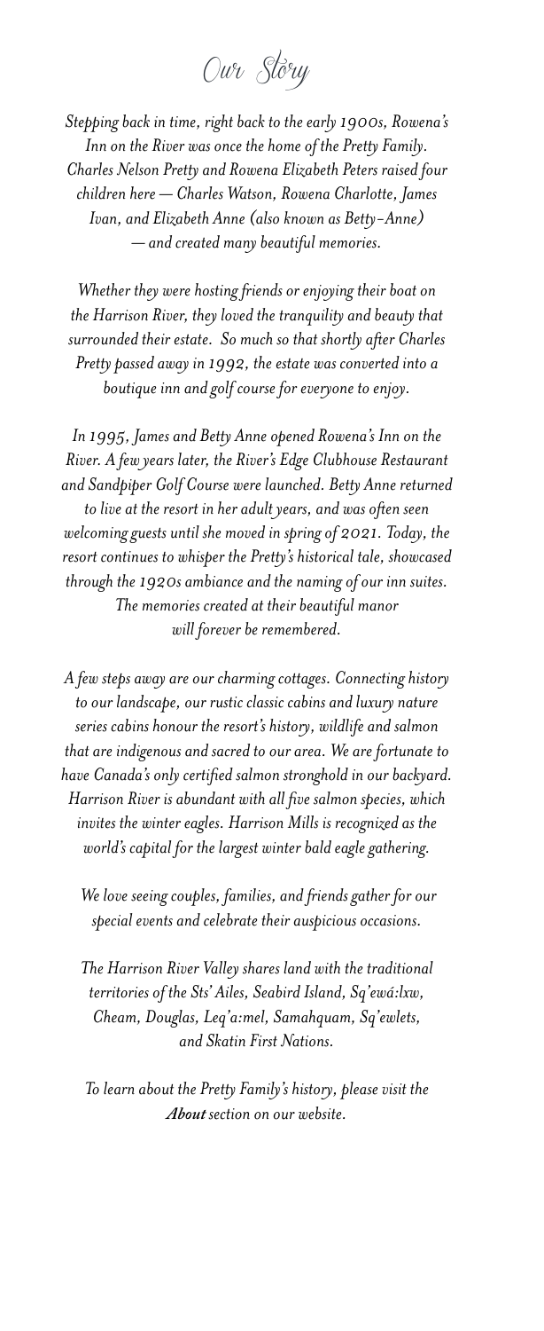# Our Story

*Stepping back in time, right back to the early 1900s, Rowena's Inn on the River was once the home of the Pretty Family. Charles Nelson Pretty and Rowena Elizabeth Peters raised four children here — Charles Watson, Rowena Charlotte, James Ivan, and Elizabeth Anne (also known as Betty-Anne) — and created many beautiful memories.*

*Whether they were hosting friends or enjoying their boat on the Harrison River, they loved the tranquility and beauty that surrounded their estate. So much so that shortly after Charles Pretty passed away in 1992, the estate was converted into a boutique inn and golf course for everyone to enjoy.*

*In 1995, James and Betty Anne opened Rowena's Inn on the River. A few years later, the River's Edge Clubhouse Restaurant and Sandpiper Golf Course were launched. Betty Anne returned to live at the resort in her adult years, and was often seen welcoming guests until she moved in spring of 2021. Today, the resort continues to whisper the Pretty's historical tale, showcased through the 1920s ambiance and the naming of our inn suites. The memories created at their beautiful manor will forever be remembered.*

*A few steps away are our charming cottages. Connecting history to our landscape, our rustic classic cabins and luxury nature series cabins honour the resort's history, wildlife and salmon that are indigenous and sacred to our area. We are fortunate to have Canada's only certified salmon stronghold in our backyard. Harrison River is abundant with all five salmon species, which invites the winter eagles. Harrison Mills is recognized as the world's capital for the largest winter bald eagle gathering.*

*We love seeing couples, families, and friends gather for our special events and celebrate their auspicious occasions.*

*The Harrison River Valley shares land with the traditional territories of the Sts'Ailes, Seabird Island, Sq'ewá:lxw, Cheam, Douglas, Leq'a:mel, Samahquam, Sq'ewlets, and Skatin First Nations.*

*To learn about the Pretty Family's history, please visit the **About** section on our website.*